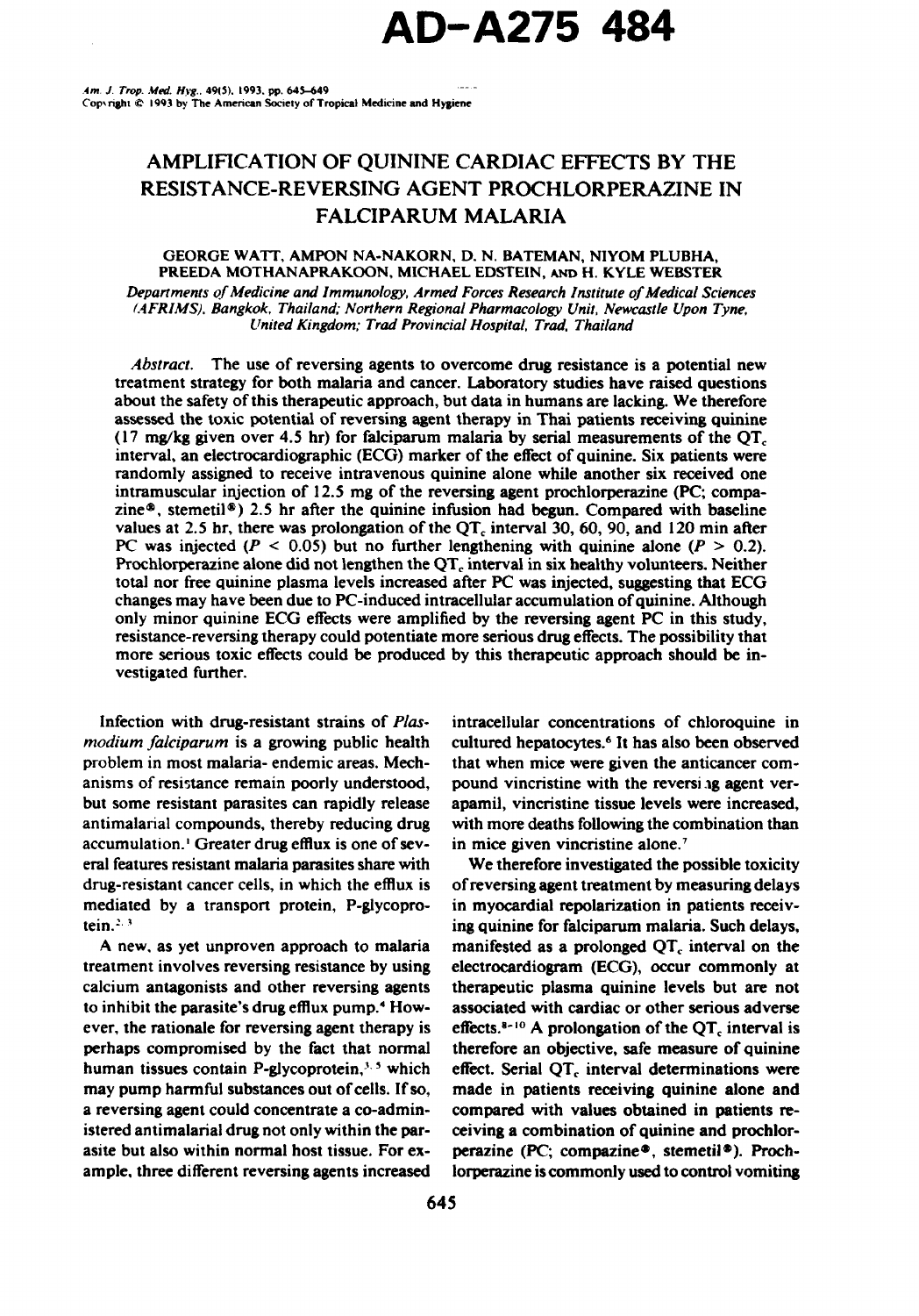AD-A275 484

Am. J. Trop. Med. Hyg., 49(5), 1993, pp. 645–649
Copyright © 1993 by The American Society of Tropical Medicine and Hygiene

# AMPLIFICATION OF QUININE CARDIAC EFFECTS BY THE RESISTANCE-REVERSING AGENT PROCHLORPERAZINE IN FALCIPARUM MALARIA

GEORGE WATT, AMPON NA-NAKORN, D. N. BATEMAN, NIYOM PLUBHA, PREEDA MOTHANAPRAKOON, MICHAEL EDSTEIN, AND H. KYLE WEBSTER

*Departments of Medicine and Immunology, Armed Forces Research Institute of Medical Sciences (AFRIMS), Bangkok, Thailand; Northern Regional Pharmacology Unit, Newcastle Upon Tyne, United Kingdom; Trad Provincial Hospital, Trad, Thailand*

*Abstract.* The use of reversing agents to overcome drug resistance is a potential new treatment strategy for both malaria and cancer. Laboratory studies have raised questions about the safety of this therapeutic approach, but data in humans are lacking. We therefore assessed the toxic potential of reversing agent therapy in Thai patients receiving quinine (17 mg/kg given over 4.5 hr) for falciparum malaria by serial measurements of the $QT_c$ interval, an electrocardiographic (ECG) marker of the effect of quinine. Six patients were randomly assigned to receive intravenous quinine alone while another six received one intramuscular injection of 12.5 mg of the reversing agent prochlorperazine (PC; compazine®, stemetil®) 2.5 hr after the quinine infusion had begun. Compared with baseline values at 2.5 hr, there was prolongation of the $QT_c$ interval 30, 60, 90, and 120 min after PC was injected ($P < 0.05$) but no further lengthening with quinine alone ($P > 0.2$). Prochlorperazine alone did not lengthen the $QT_c$ interval in six healthy volunteers. Neither total nor free quinine plasma levels increased after PC was injected, suggesting that ECG changes may have been due to PC-induced intracellular accumulation of quinine. Although only minor quinine ECG effects were amplified by the reversing agent PC in this study, resistance-reversing therapy could potentiate more serious drug effects. The possibility that more serious toxic effects could be produced by this therapeutic approach should be investigated further.

Infection with drug-resistant strains of *Plasmodium falciparum* is a growing public health problem in most malaria- endemic areas. Mechanisms of resistance remain poorly understood, but some resistant parasites can rapidly release antimalarial compounds, thereby reducing drug accumulation.[1] Greater drug efflux is one of several features resistant malaria parasites share with drug-resistant cancer cells, in which the efflux is mediated by a transport protein, P-glycoprotein.[2,3]

A new, as yet unproven approach to malaria treatment involves reversing resistance by using calcium antagonists and other reversing agents to inhibit the parasite's drug efflux pump.[4] However, the rationale for reversing agent therapy is perhaps compromised by the fact that normal human tissues contain P-glycoprotein,[3,5] which may pump harmful substances out of cells. If so, a reversing agent could concentrate a co-administered antimalarial drug not only within the parasite but also within normal host tissue. For example, three different reversing agents increased intracellular concentrations of chloroquine in cultured hepatocytes.[6] It has also been observed that when mice were given the anticancer compound vincristine with the reversing agent verapamil, vincristine tissue levels were increased, with more deaths following the combination than in mice given vincristine alone.[7]

We therefore investigated the possible toxicity of reversing agent treatment by measuring delays in myocardial repolarization in patients receiving quinine for falciparum malaria. Such delays, manifested as a prolonged $QT_c$ interval on the electrocardiogram (ECG), occur commonly at therapeutic plasma quinine levels but are not associated with cardiac or other serious adverse effects.[8-10] A prolongation of the $QT_c$ interval is therefore an objective, safe measure of quinine effect. Serial $QT_c$ interval determinations were made in patients receiving quinine alone and compared with values obtained in patients receiving a combination of quinine and prochlorperazine (PC; compazine®, stemetil®). Prochlorperazine is commonly used to control vomiting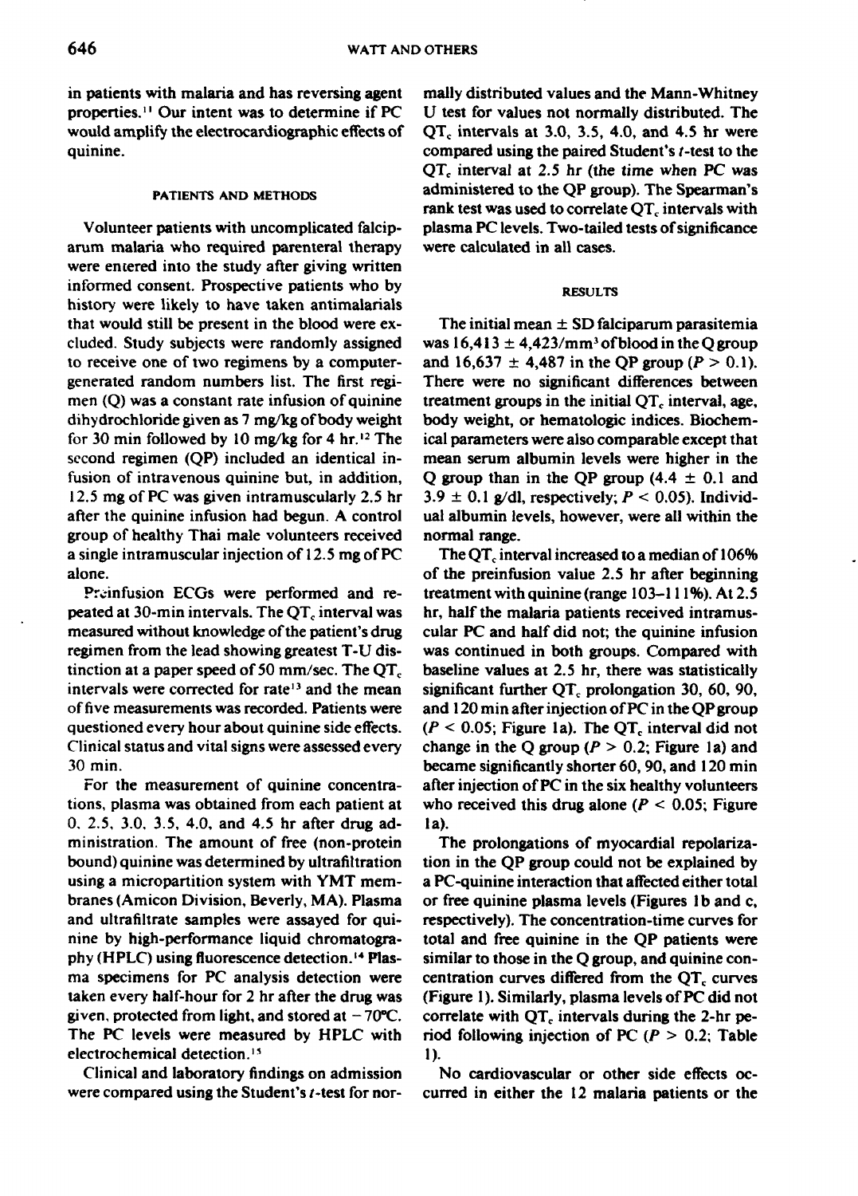in patients with malaria and has reversing agent properties.[11] Our intent was to determine if PC would amplify the electrocardiographic effects of quinine.

## PATIENTS AND METHODS

Volunteer patients with uncomplicated falciparum malaria who required parenteral therapy were entered into the study after giving written informed consent. Prospective patients who by history were likely to have taken antimalarials that would still be present in the blood were excluded. Study subjects were randomly assigned to receive one of two regimens by a computer-generated random numbers list. The first regimen (Q) was a constant rate infusion of quinine dihydrochloride given as 7 mg/kg of body weight for 30 min followed by 10 mg/kg for 4 hr.[12] The second regimen (QP) included an identical infusion of intravenous quinine but, in addition, 12.5 mg of PC was given intramuscularly 2.5 hr after the quinine infusion had begun. A control group of healthy Thai male volunteers received a single intramuscular injection of 12.5 mg of PC alone.

Preinfusion ECGs were performed and repeated at 30-min intervals. The $QT_c$ interval was measured without knowledge of the patient's drug regimen from the lead showing greatest T-U distinction at a paper speed of 50 mm/sec. The $QT_c$ intervals were corrected for rate[13] and the mean of five measurements was recorded. Patients were questioned every hour about quinine side effects. Clinical status and vital signs were assessed every 30 min.

For the measurement of quinine concentrations, plasma was obtained from each patient at 0, 2.5, 3.0, 3.5, 4.0, and 4.5 hr after drug administration. The amount of free (non-protein bound) quinine was determined by ultrafiltration using a micropartition system with YMT membranes (Amicon Division, Beverly, MA). Plasma and ultrafiltrate samples were assayed for quinine by high-performance liquid chromatography (HPLC) using fluorescence detection.[14] Plasma specimens for PC analysis detection were taken every half-hour for 2 hr after the drug was given, protected from light, and stored at $-70°C$. The PC levels were measured by HPLC with electrochemical detection.[15]

Clinical and laboratory findings on admission were compared using the Student's $t$-test for normally distributed values and the Mann-Whitney U test for values not normally distributed. The $QT_c$ intervals at 3.0, 3.5, 4.0, and 4.5 hr were compared using the paired Student's $t$-test to the $QT_c$ interval at 2.5 hr (the time when PC was administered to the QP group). The Spearman's rank test was used to correlate $QT_c$ intervals with plasma PC levels. Two-tailed tests of significance were calculated in all cases.

## RESULTS

The initial mean ± SD falciparum parasitemia was 16,413 ± 4,423/mm³ of blood in the Q group and 16,637 ± 4,487 in the QP group ($P > 0.1$). There were no significant differences between treatment groups in the initial $QT_c$ interval, age, body weight, or hematologic indices. Biochemical parameters were also comparable except that mean serum albumin levels were higher in the Q group than in the QP group (4.4 ± 0.1 and 3.9 ± 0.1 g/dl, respectively; $P < 0.05$). Individual albumin levels, however, were all within the normal range.

The $QT_c$ interval increased to a median of 106% of the preinfusion value 2.5 hr after beginning treatment with quinine (range 103–111%). At 2.5 hr, half the malaria patients received intramuscular PC and half did not; the quinine infusion was continued in both groups. Compared with baseline values at 2.5 hr, there was statistically significant further $QT_c$ prolongation 30, 60, 90, and 120 min after injection of PC in the QP group ($P < 0.05$; Figure 1a). The $QT_c$ interval did not change in the Q group ($P > 0.2$; Figure 1a) and became significantly shorter 60, 90, and 120 min after injection of PC in the six healthy volunteers who received this drug alone ($P < 0.05$; Figure 1a).

The prolongations of myocardial repolarization in the QP group could not be explained by a PC-quinine interaction that affected either total or free quinine plasma levels (Figures 1b and c, respectively). The concentration-time curves for total and free quinine in the QP patients were similar to those in the Q group, and quinine concentration curves differed from the $QT_c$ curves (Figure 1). Similarly, plasma levels of PC did not correlate with $QT_c$ intervals during the 2-hr period following injection of PC ($P > 0.2$; Table 1).

No cardiovascular or other side effects occurred in either the 12 malaria patients or the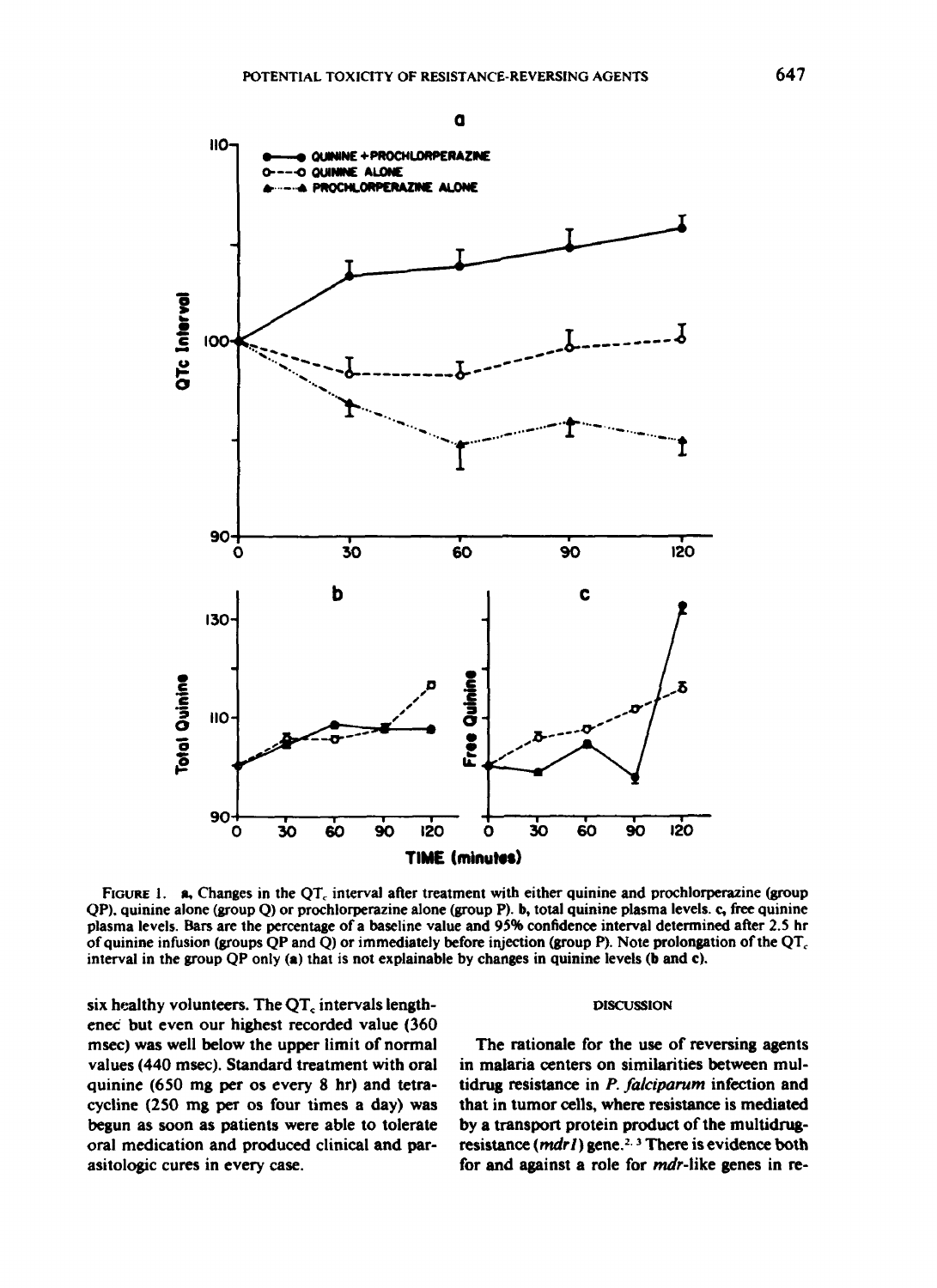FIGURE 1. a, Changes in the $QT_c$ interval after treatment with either quinine and prochlorperazine (group QP), quinine alone (group Q) or prochlorperazine alone (group P). b, total quinine plasma levels. c, free quinine plasma levels. Bars are the percentage of a baseline value and 95% confidence interval determined after 2.5 hr of quinine infusion (groups QP and Q) or immediately before injection (group P). Note prolongation of the $QT_c$ interval in the group QP only (a) that is not explainable by changes in quinine levels (b and c).

six healthy volunteers. The $QT_c$ intervals lengthened but even our highest recorded value (360 msec) was well below the upper limit of normal values (440 msec). Standard treatment with oral quinine (650 mg per os every 8 hr) and tetracycline (250 mg per os four times a day) was begun as soon as patients were able to tolerate oral medication and produced clinical and parasitologic cures in every case.

## DISCUSSION

The rationale for the use of reversing agents in malaria centers on similarities between multidrug resistance in *P. falciparum* infection and that in tumor cells, where resistance is mediated by a transport protein product of the multidrug-resistance (*mdr1*) gene.[2, 3] There is evidence both for and against a role for *mdr*-like genes in re-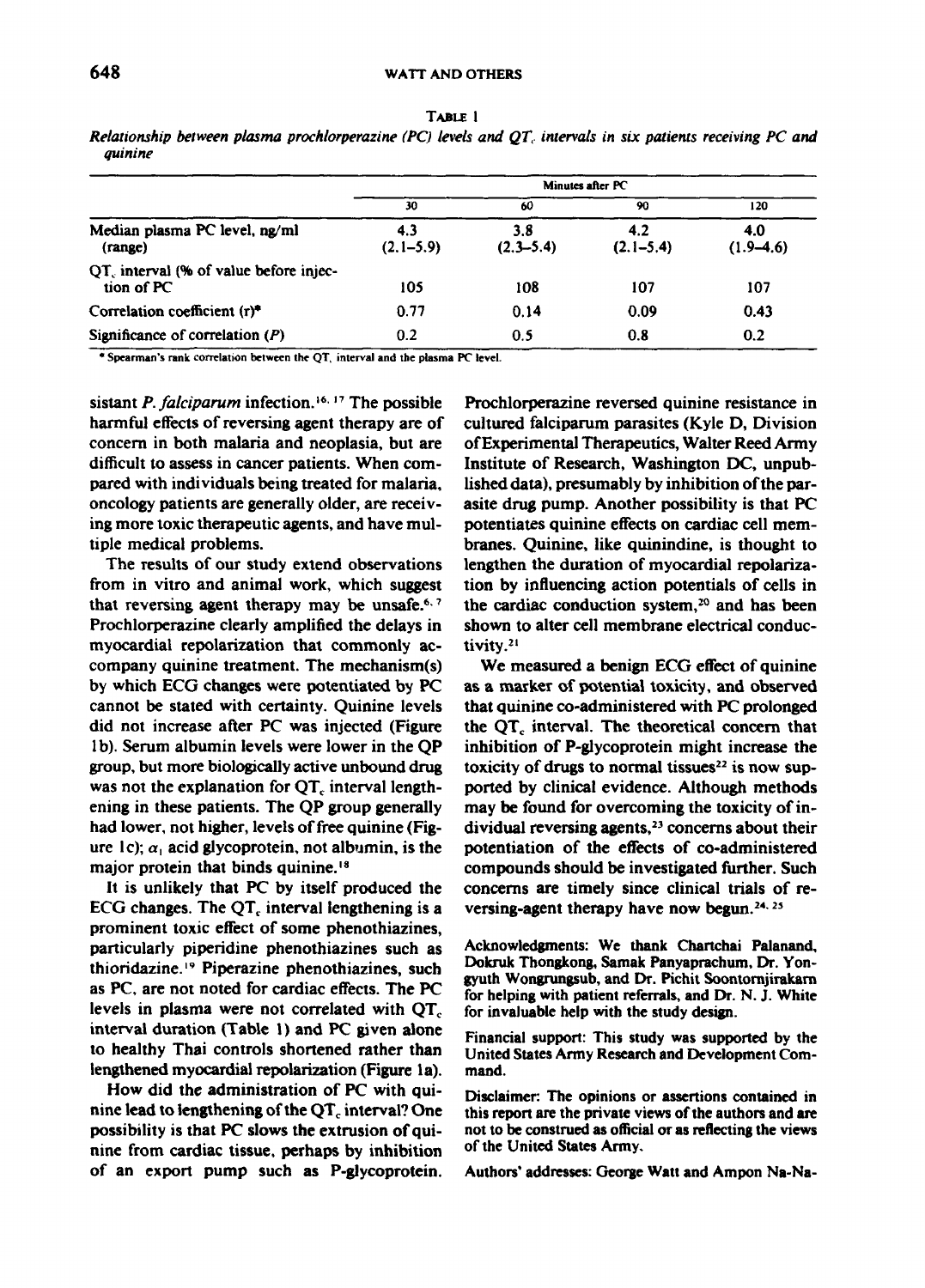TABLE 1

*Relationship between plasma prochlorperazine (PC) levels and $QT_c$ intervals in six patients receiving PC and quinine*

| | Minutes after PC | | | |
|---|---|---|---|---|
| | 30 | 60 | 90 | 120 |
| Median plasma PC level, ng/ml (range) | 4.3 (2.1–5.9) | 3.8 (2.3–5.4) | 4.2 (2.1–5.4) | 4.0 (1.9–4.6) |
| $QT_c$ interval (% of value before injection of PC | 105 | 108 | 107 | 107 |
| Correlation coefficient (r)* | 0.77 | 0.14 | 0.09 | 0.43 |
| Significance of correlation ($P$) | 0.2 | 0.5 | 0.8 | 0.2 |

* Spearman's rank correlation between the $QT_c$ interval and the plasma PC level.

sistant *P. falciparum* infection.[16, 17] The possible harmful effects of reversing agent therapy are of concern in both malaria and neoplasia, but are difficult to assess in cancer patients. When compared with individuals being treated for malaria, oncology patients are generally older, are receiving more toxic therapeutic agents, and have multiple medical problems.

The results of our study extend observations from in vitro and animal work, which suggest that reversing agent therapy may be unsafe.[6, 7] Prochlorperazine clearly amplified the delays in myocardial repolarization that commonly accompany quinine treatment. The mechanism(s) by which ECG changes were potentiated by PC cannot be stated with certainty. Quinine levels did not increase after PC was injected (Figure 1b). Serum albumin levels were lower in the QP group, but more biologically active unbound drug was not the explanation for $QT_c$ interval lengthening in these patients. The QP group generally had lower, not higher, levels of free quinine (Figure 1c); $\alpha_1$ acid glycoprotein, not albumin, is the major protein that binds quinine.[18]

It is unlikely that PC by itself produced the ECG changes. The $QT_c$ interval lengthening is a prominent toxic effect of some phenothiazines, particularly piperidine phenothiazines such as thioridazine.[19] Piperazine phenothiazines, such as PC, are not noted for cardiac effects. The PC levels in plasma were not correlated with $QT_c$ interval duration (Table 1) and PC given alone to healthy Thai controls shortened rather than lengthened myocardial repolarization (Figure 1a).

How did the administration of PC with quinine lead to lengthening of the $QT_c$ interval? One possibility is that PC slows the extrusion of quinine from cardiac tissue, perhaps by inhibition of an export pump such as P-glycoprotein. Prochlorperazine reversed quinine resistance in cultured falciparum parasites (Kyle D, Division of Experimental Therapeutics, Walter Reed Army Institute of Research, Washington DC, unpublished data), presumably by inhibition of the parasite drug pump. Another possibility is that PC potentiates quinine effects on cardiac cell membranes. Quinine, like quinindine, is thought to lengthen the duration of myocardial repolarization by influencing action potentials of cells in the cardiac conduction system,[20] and has been shown to alter cell membrane electrical conductivity.[21]

We measured a benign ECG effect of quinine as a marker of potential toxicity, and observed that quinine co-administered with PC prolonged the $QT_c$ interval. The theoretical concern that inhibition of P-glycoprotein might increase the toxicity of drugs to normal tissues[22] is now supported by clinical evidence. Although methods may be found for overcoming the toxicity of individual reversing agents,[23] concerns about their potentiation of the effects of co-administered compounds should be investigated further. Such concerns are timely since clinical trials of reversing-agent therapy have now begun.[24, 25]

**Acknowledgments:** We thank Chartchai Palanand, Dokruk Thongkong, Samak Panyaprachum, Dr. Yongyuth Wongrungsub, and Dr. Pichit Soontornjirakarn for helping with patient referrals, and Dr. N. J. White for invaluable help with the study design.

**Financial support:** This study was supported by the United States Army Research and Development Command.

**Disclaimer:** The opinions or assertions contained in this report are the private views of the authors and are not to be construed as official or as reflecting the views of the United States Army.

**Authors' addresses:** George Watt and Ampon Na-Na-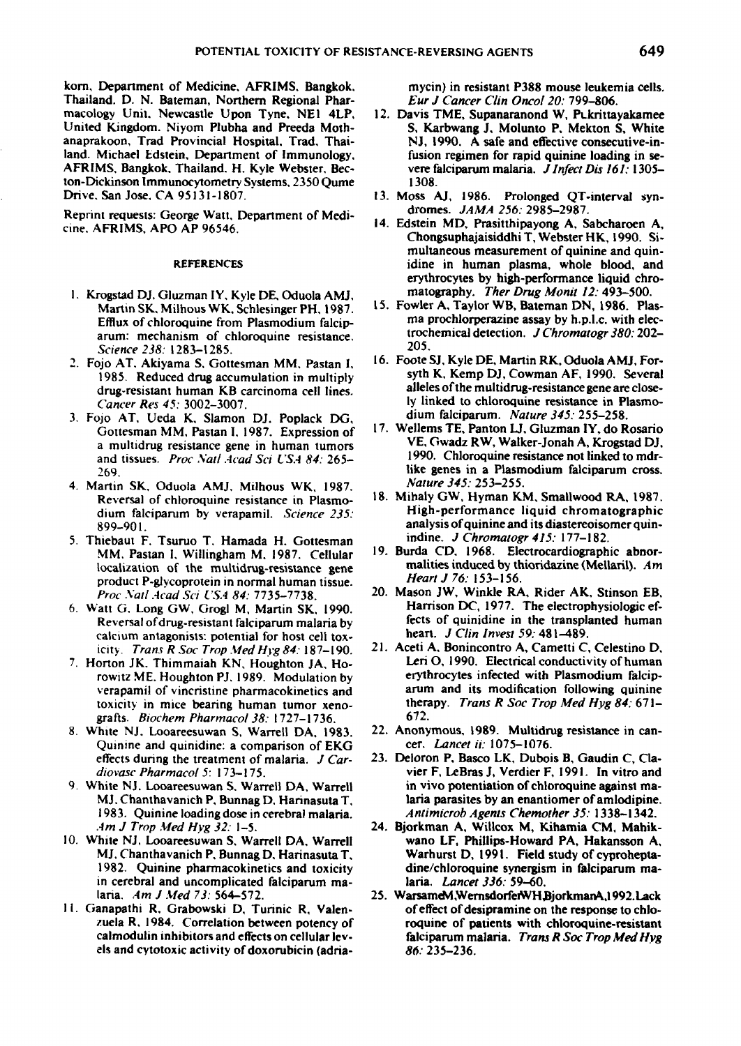korn, Department of Medicine, AFRIMS, Bangkok, Thailand. D. N. Bateman, Northern Regional Pharmacology Unit, Newcastle Upon Tyne, NE1 4LP, United Kingdom. Niyom Plubha and Preeda Mothanaprakoon, Trad Provincial Hospital, Trad, Thailand. Michael Edstein, Department of Immunology, AFRIMS, Bangkok, Thailand. H. Kyle Webster, Becton-Dickinson Immunocytometry Systems, 2350 Qume Drive, San Jose, CA 95131-1807.

Reprint requests: George Watt, Department of Medicine, AFRIMS, APO AP 96546.

## REFERENCES

1. Krogstad DJ, Gluzman IY, Kyle DE, Oduola AMJ, Martin SK, Milhous WK, Schlesinger PH, 1987. Efflux of chloroquine from Plasmodium falciparum: mechanism of chloroquine resistance. *Science 238:* 1283–1285.
2. Fojo AT, Akiyama S, Gottesman MM, Pastan I, 1985. Reduced drug accumulation in multiply drug-resistant human KB carcinoma cell lines. *Cancer Res 45:* 3002–3007.
3. Fojo AT, Ueda K, Slamon DJ, Poplack DG, Gottesman MM, Pastan I, 1987. Expression of a multidrug resistance gene in human tumors and tissues. *Proc Natl Acad Sci USA 84:* 265–269.
4. Martin SK, Oduola AMJ, Milhous WK, 1987. Reversal of chloroquine resistance in Plasmodium falciparum by verapamil. *Science 235:* 899–901.
5. Thiebaut F, Tsuruo T, Hamada H, Gottesman MM, Pastan I, Willingham M, 1987. Cellular localization of the multidrug-resistance gene product P-glycoprotein in normal human tissue. *Proc Natl Acad Sci USA 84:* 7735–7738.
6. Watt G, Long GW, Grogl M, Martin SK, 1990. Reversal of drug-resistant falciparum malaria by calcium antagonists: potential for host cell toxicity. *Trans R Soc Trop Med Hyg 84:* 187–190.
7. Horton JK, Thimmaiah KN, Houghton JA, Horowitz ME, Houghton PJ, 1989. Modulation by verapamil of vincristine pharmacokinetics and toxicity in mice bearing human tumor xenografts. *Biochem Pharmacol 38:* 1727–1736.
8. White NJ, Looareesuwan S, Warrell DA, 1983. Quinine and quinidine: a comparison of EKG effects during the treatment of malaria. *J Cardiovasc Pharmacol 5:* 173–175.
9. White NJ, Looareesuwan S, Warrell DA, Warrell MJ, Chanthavanich P, Bunnag D, Harinasuta T, 1983. Quinine loading dose in cerebral malaria. *Am J Trop Med Hyg 32:* 1–5.
10. White NJ, Looareesuwan S, Warrell DA, Warrell MJ, Chanthavanich P, Bunnag D, Harinasuta T, 1982. Quinine pharmacokinetics and toxicity in cerebral and uncomplicated falciparum malaria. *Am J Med 73:* 564–572.
11. Ganapathi R, Grabowski D, Turinic R, Valenzuela R, 1984. Correlation between potency of calmodulin inhibitors and effects on cellular levels and cytotoxic activity of doxorubicin (adriamycin) in resistant P388 mouse leukemia cells. *Eur J Cancer Clin Oncol 20:* 799–806.
12. Davis TME, Supanaranond W, Pukrittayakamee S, Karbwang J, Molunto P, Mekton S, White NJ, 1990. A safe and effective consecutive-infusion regimen for rapid quinine loading in severe falciparum malaria. *J Infect Dis 161:* 1305–1308.
13. Moss AJ, 1986. Prolonged QT-interval syndromes. *JAMA 256:* 2985–2987.
14. Edstein MD, Prasitthipayong A, Sabcharoen A, Chongsuphajaisiddhi T, Webster HK, 1990. Simultaneous measurement of quinine and quinidine in human plasma, whole blood, and erythrocytes by high-performance liquid chromatography. *Ther Drug Monit 12:* 493–500.
15. Fowler A, Taylor WB, Bateman DN, 1986. Plasma prochlorperazine assay by h.p.l.c. with electrochemical detection. *J Chromatogr 380:* 202–205.
16. Foote SJ, Kyle DE, Martin RK, Oduola AMJ, Forsyth K, Kemp DJ, Cowman AF, 1990. Several alleles of the multidrug-resistance gene are closely linked to chloroquine resistance in Plasmodium falciparum. *Nature 345:* 255–258.
17. Wellems TE, Panton LJ, Gluzman IY, do Rosario VE, Gwadz RW, Walker-Jonah A, Krogstad DJ, 1990. Chloroquine resistance not linked to mdr-like genes in a Plasmodium falciparum cross. *Nature 345:* 253–255.
18. Mihaly GW, Hyman KM, Smallwood RA, 1987. High-performance liquid chromatographic analysis of quinine and its diastereoisomer quinidine. *J Chromatogr 415:* 177–182.
19. Burda CD, 1968. Electrocardiographic abnormalities induced by thioridazine (Mellaril). *Am Heart J 76:* 153–156.
20. Mason JW, Winkle RA, Rider AK, Stinson EB, Harrison DC, 1977. The electrophysiologic effects of quinidine in the transplanted human heart. *J Clin Invest 59:* 481–489.
21. Aceti A, Bonincontro A, Cametti C, Celestino D, Leri O, 1990. Electrical conductivity of human erythrocytes infected with Plasmodium falciparum and its modification following quinine therapy. *Trans R Soc Trop Med Hyg 84:* 671–672.
22. Anonymous, 1989. Multidrug resistance in cancer. *Lancet ii:* 1075–1076.
23. Deloron P, Basco LK, Dubois B, Gaudin C, Clavier F, LeBras J, Verdier F, 1991. In vitro and in vivo potentiation of chloroquine against malaria parasites by an enantiomer of amlodipine. *Antimicrob Agents Chemother 35:* 1338–1342.
24. Bjorkman A, Willcox M, Kihamia CM, Mahikwano LF, Phillips-Howard PA, Hakansson A, Warhurst D, 1991. Field study of cyproheptadine/chloroquine synergism in falciparum malaria. *Lancet 336:* 59–60.
25. Warsame M, Wernsdorfer WH, Bjorkman A, 1992. Lack of effect of desipramine on the response to chloroquine of patients with chloroquine-resistant falciparum malaria. *Trans R Soc Trop Med Hyg 86:* 235–236.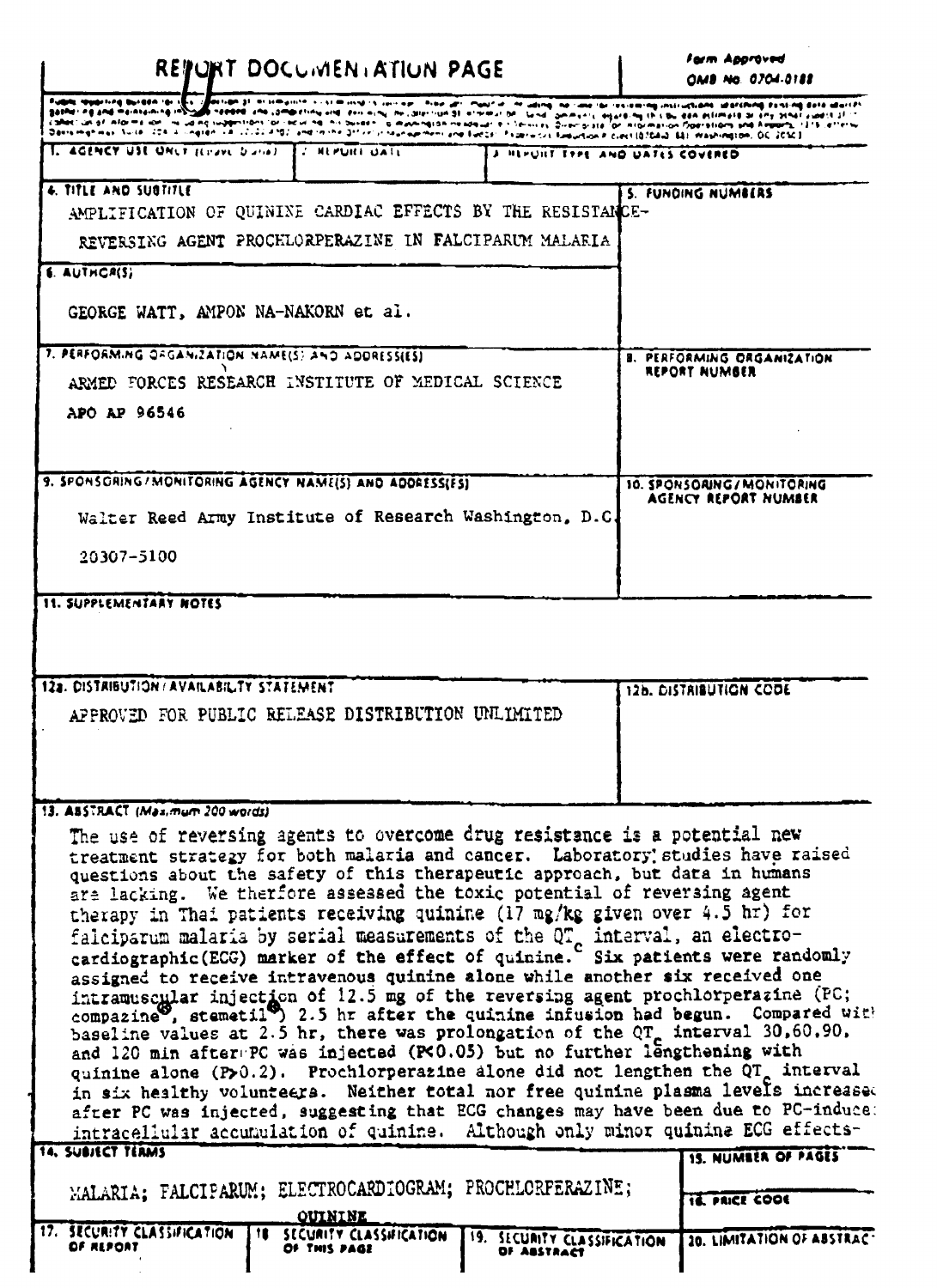# REPORT DOCUMENTATION PAGE

Form Approved
OMB No. 0704-0188

Public reporting burden for this collection of information is estimated to average 1 hour per response, including the time for reviewing instructions, searching existing data sources, gathering and maintaining the data needed, and completing and reviewing the collection of information. Send comments regarding this burden estimate or any other aspect of this collection of information, including suggestions for reducing this burden, to Washington Headquarters Services, Directorate for Information Operations and Reports, 1215 Jefferson Davis Highway, Suite 1204, Arlington, VA 22202-4302, and to the Office of Management and Budget, Paperwork Reduction Project (0704-0188), Washington, DC 20503.

**1. AGENCY USE ONLY (Leave blank)**

**2. REPORT DATE**

**3. REPORT TYPE AND DATES COVERED**

**4. TITLE AND SUBTITLE**

AMPLIFICATION OF QUININE CARDIAC EFFECTS BY THE RESISTANCE-REVERSING AGENT PROCHLORPERAZINE IN FALCIPARUM MALARIA

**5. FUNDING NUMBERS**

**6. AUTHOR(S)**

GEORGE WATT, AMPON NA-NAKORN et al.

**7. PERFORMING ORGANIZATION NAME(S) AND ADDRESS(ES)**

ARMED FORCES RESEARCH INSTITUTE OF MEDICAL SCIENCE

APO AP 96546

**8. PERFORMING ORGANIZATION REPORT NUMBER**

**9. SPONSORING/MONITORING AGENCY NAME(S) AND ADDRESS(ES)**

Walter Reed Army Institute of Research Washington, D.C.

20307-5100

**10. SPONSORING/MONITORING AGENCY REPORT NUMBER**

**11. SUPPLEMENTARY NOTES**

**12a. DISTRIBUTION/AVAILABILITY STATEMENT**

APPROVED FOR PUBLIC RELEASE DISTRIBUTION UNLIMITED

**12b. DISTRIBUTION CODE**

**13. ABSTRACT (Maximum 200 words)**

The use of reversing agents to overcome drug resistance is a potential new treatment strategy for both malaria and cancer. Laboratory studies have raised questions about the safety of this therapeutic approach, but data in humans are lacking. We therfore assessed the toxic potential of reversing agent therapy in Thai patients receiving quinine (17 mg/kg given over 4.5 hr) for falciparum malaria by serial measurements of the $QT_c$ interval, an electrocardiographic(ECG) marker of the effect of quinine. Six patients were randomly assigned to receive intravenous quinine alone while another six received one intramuscular injection of 12.5 mg of the reversing agent prochlorperazine (PC; compazine®, stemetil®) 2.5 hr after the quinine infusion had begun. Compared with baseline values at 2.5 hr, there was prolongation of the $QT_c$ interval 30, 60, 90, and 120 min after PC was injected ($P<0.05$) but no further lengthening with quinine alone ($P>0.2$). Prochlorperazine alone did not lengthen the $QT_c$ interval in six healthy volunteers. Neither total nor free quinine plasma levels increased after PC was injected, suggesting that ECG changes may have been due to PC-induced intracellular accumulation of quinine. Although only minor quinine ECG effects-

**14. SUBJECT TERMS**

MALARIA; FALCIPARUM; ELECTROCARDIOGRAM; PROCHLORPERAZINE; QUININE

**15. NUMBER OF PAGES**

**16. PRICE CODE**

**17. SECURITY CLASSIFICATION OF REPORT**

**18. SECURITY CLASSIFICATION OF THIS PAGE**

**19. SECURITY CLASSIFICATION OF ABSTRACT**

**20. LIMITATION OF ABSTRACT**